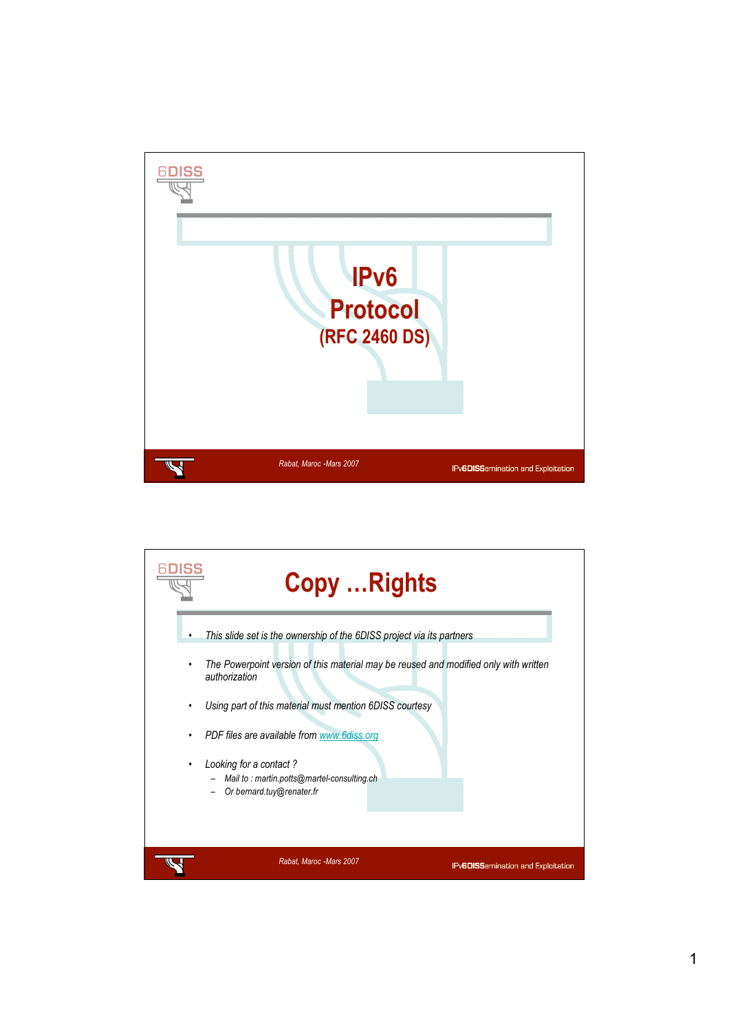# IPv6 Protocol (RFC 2460 DS)

Rabat, Maroc -Mars 2007

IPv6DISSemination and Exploitation

## Copy …Rights

- *This slide set is the ownership of the 6DISS project via its partners*
- *The Powerpoint version of this material may be reused and modified only with written authorization*
- *Using part of this material must mention 6DISS courtesy*
- *PDF files are available from www.6diss.org*
- *Looking for a contact ?*
  - *Mail to : martin.potts@martel-consulting.ch*
  - *Or bernard.tuy@renater.fr*

Rabat, Maroc -Mars 2007

IPv6DISSemination and Exploitation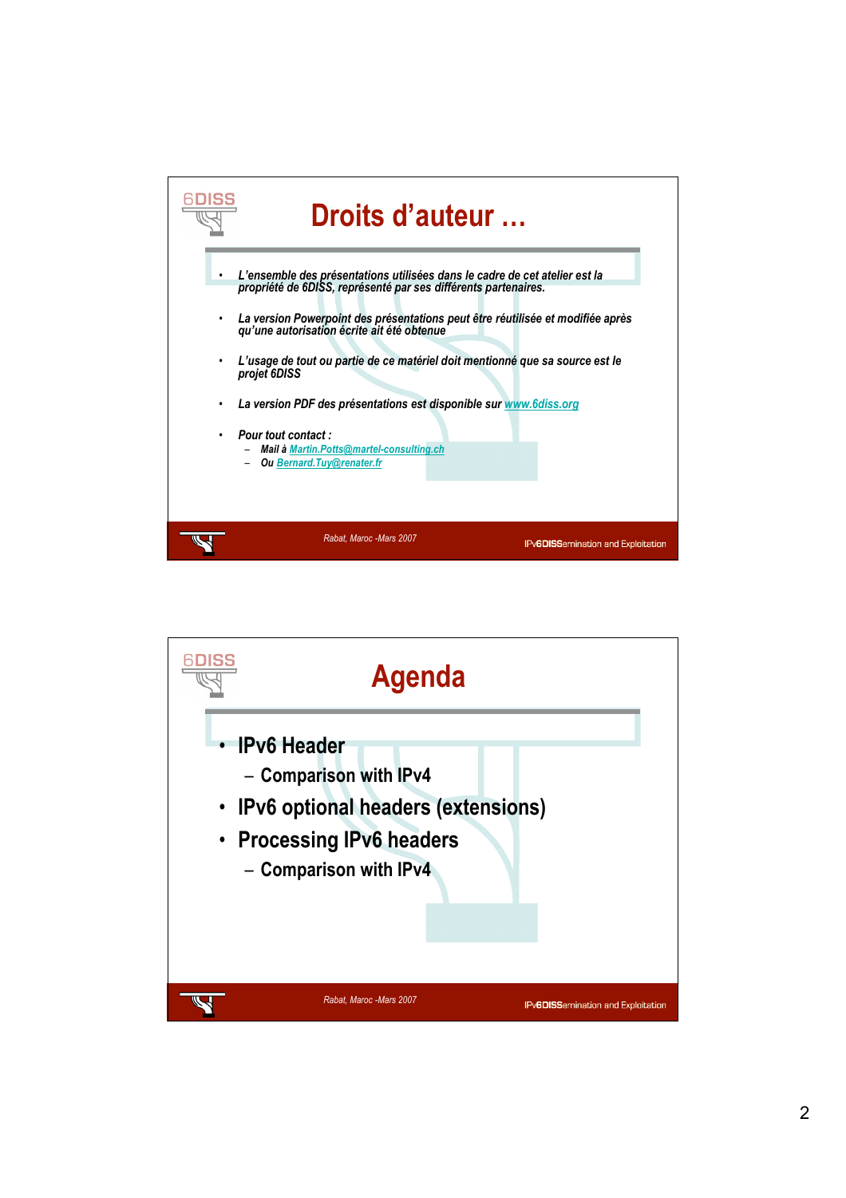# Droits d'auteur …

- *L'ensemble des présentations utilisées dans le cadre de cet atelier est la propriété de 6DISS, représenté par ses différents partenaires.*
- *La version Powerpoint des présentations peut être réutilisée et modifiée après qu'une autorisation écrite ait été obtenue*
- *L'usage de tout ou partie de ce matériel doit mentionné que sa source est le projet 6DISS*
- *La version PDF des présentations est disponible sur www.6diss.org*
- *Pour tout contact :*
  - *Mail à Martin.Potts@martel-consulting.ch*
  - *Ou Bernard.Tuy@renater.fr*

# Agenda

- IPv6 Header
  - Comparison with IPv4
- IPv6 optional headers (extensions)
- Processing IPv6 headers
  - Comparison with IPv4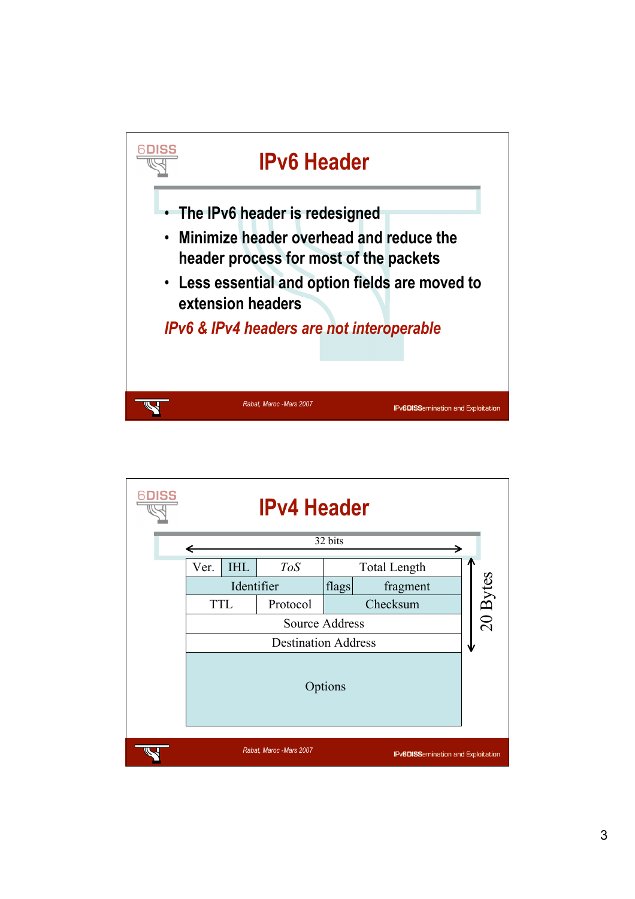# IPv6 Header

- The IPv6 header is redesigned
- Minimize header overhead and reduce the header process for most of the packets
- Less essential and option fields are moved to extension headers

*IPv6 & IPv4 headers are not interoperable*

# IPv4 Header

32 bits — 20 Bytes

| Ver. | IHL | *ToS* | Total Length | |
|---|---|---|---|---|
| Identifier | | | flags | fragment |
| TTL | Protocol | | Checksum | |
| Source Address | | | | |
| Destination Address | | | | |
| Options | | | | |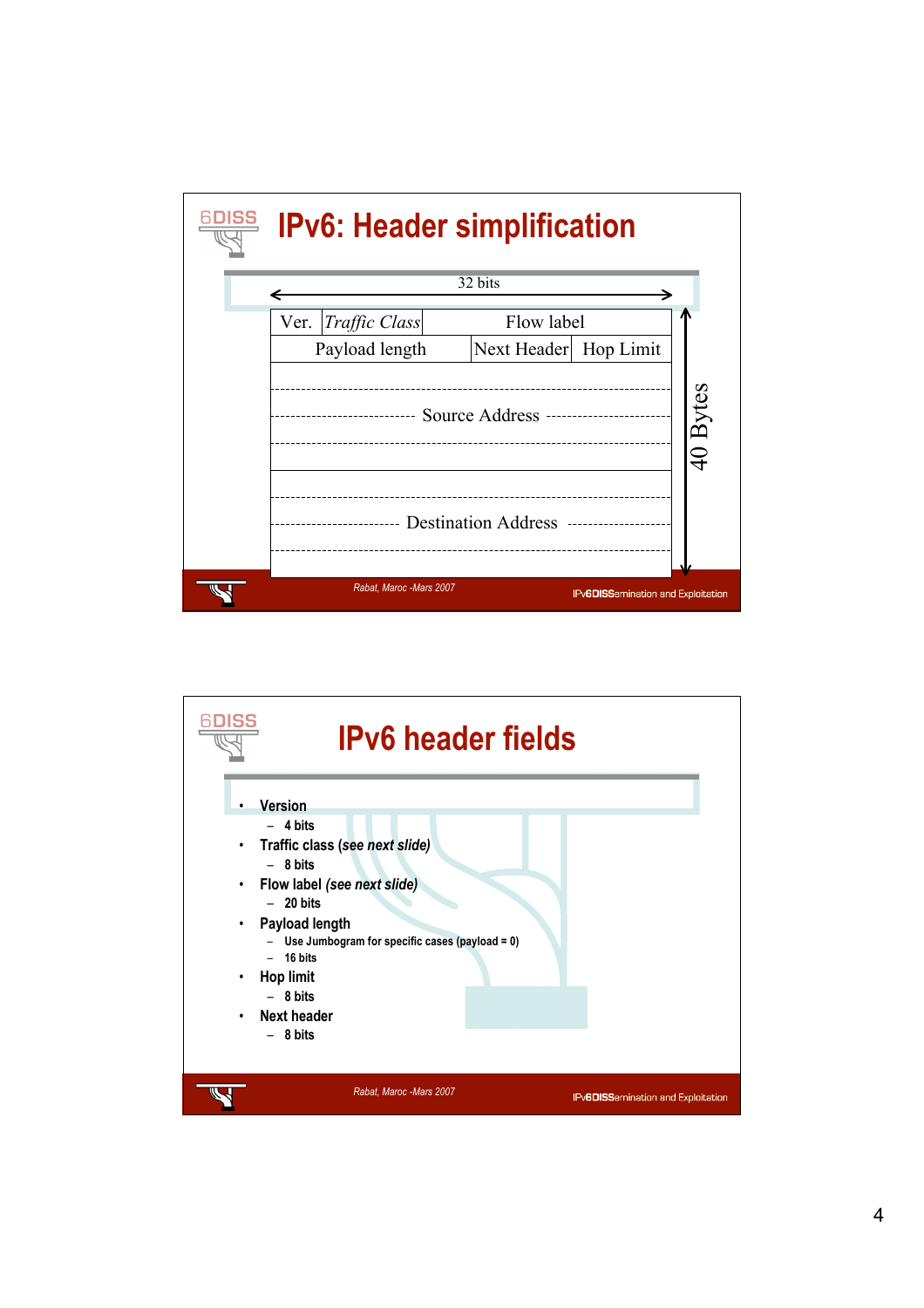# IPv6: Header simplification

32 bits

| Ver. | *Traffic Class* | Flow label | |
|---|---|---|---|
| Payload length | | Next Header | Hop Limit |
| Source Address | | | |
| Destination Address | | | |

40 Bytes

# IPv6 header fields

- Version
  - 4 bits
- Traffic class *(see next slide)*
  - 8 bits
- Flow label *(see next slide)*
  - 20 bits
- Payload length
  - Use Jumbogram for specific cases (payload = 0)
  - 16 bits
- Hop limit
  - 8 bits
- Next header
  - 8 bits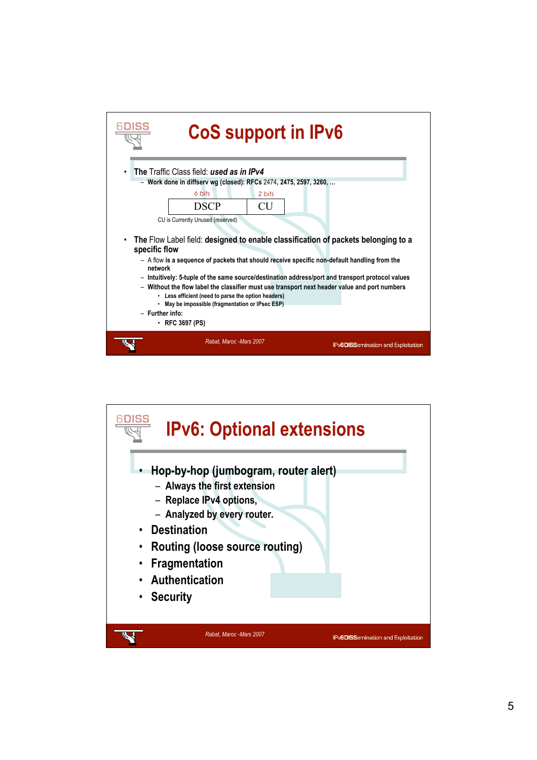# CoS support in IPv6

- The Traffic Class field: ***used as in IPv4***
  - Work done in diffserv wg (closed): RFCs 2474, 2475, 2597, 3260, …

| 6 bits | 2 bits |
| --- | --- |
| DSCP | CU |

CU is Currently Unused (reserved)

- The Flow Label field: **designed to enable classification of packets belonging to a specific flow**
  - A flow is a sequence of packets that should receive specific non-default handling from the network
  - Intuitively: 5-tuple of the same source/destination address/port and transport protocol values
  - Without the flow label the classifier must use transport next header value and port numbers
    - Less efficient (need to parse the option headers)
    - May be impossible (fragmentation or IPsec ESP)
  - Further info:
    - RFC 3697 (PS)

Rabat, Maroc -Mars 2007

# IPv6: Optional extensions

- Hop-by-hop (jumbogram, router alert)
  - Always the first extension
  - Replace IPv4 options,
  - Analyzed by every router.
- Destination
- Routing (loose source routing)
- Fragmentation
- Authentication
- Security

Rabat, Maroc -Mars 2007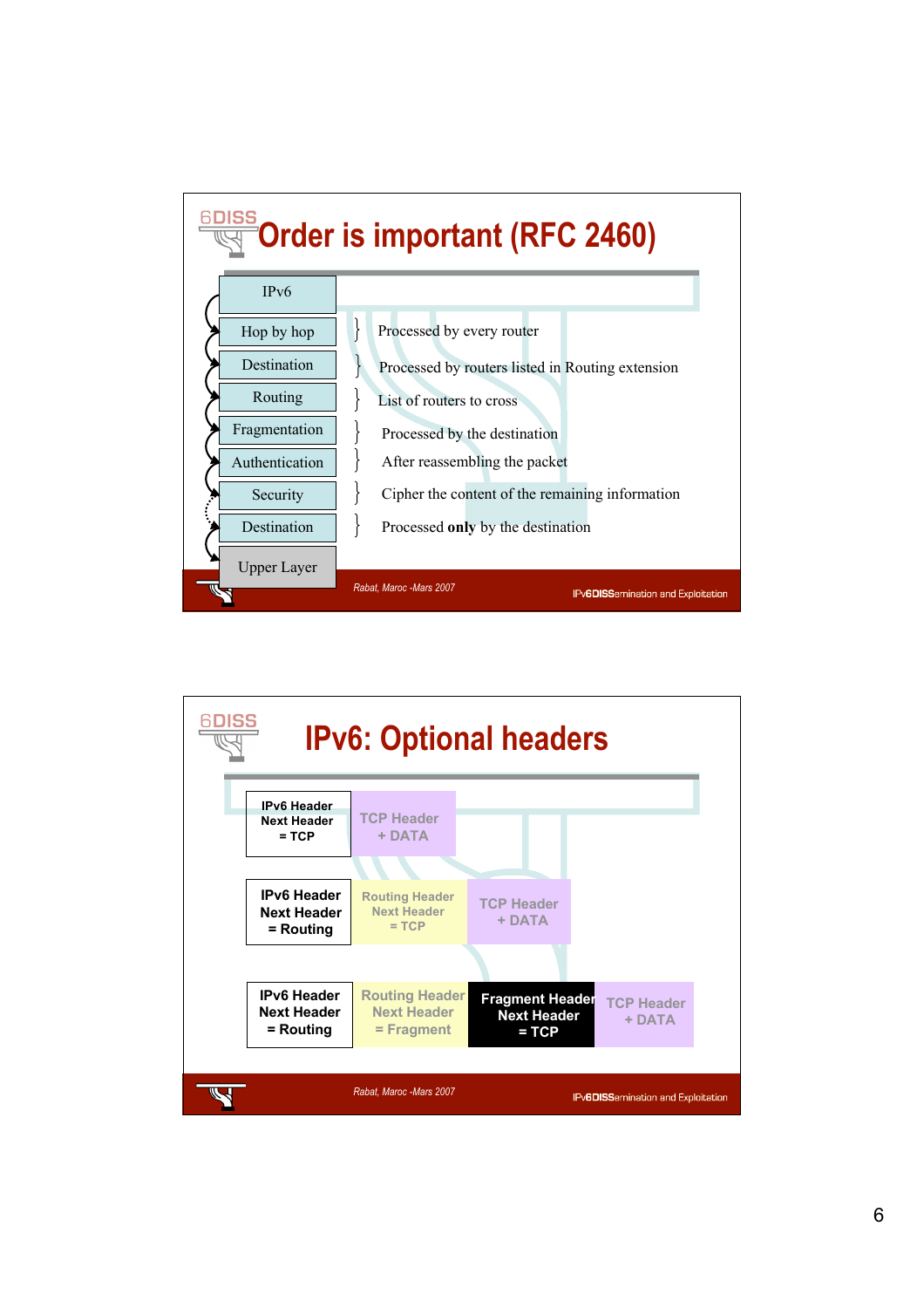# Order is important (RFC 2460)

| Header | Description |
|---|---|
| IPv6 | |
| Hop by hop | Processed by every router |
| Destination | Processed by routers listed in Routing extension |
| Routing | List of routers to cross |
| Fragmentation | Processed by the destination |
| Authentication | After reassembling the packet |
| Security | Cipher the content of the remaining information |
| Destination | Processed **only** by the destination |
| Upper Layer | |

Rabat, Maroc -Mars 2007

IPv6DISSemination and Exploitation

# IPv6: Optional headers

| | | | |
|---|---|---|---|
| IPv6 Header Next Header = TCP | TCP Header + DATA | | |
| IPv6 Header Next Header = Routing | Routing Header Next Header = TCP | TCP Header + DATA | |
| IPv6 Header Next Header = Routing | Routing Header Next Header = Fragment | Fragment Header Next Header = TCP | TCP Header + DATA |

Rabat, Maroc -Mars 2007

IPv6DISSemination and Exploitation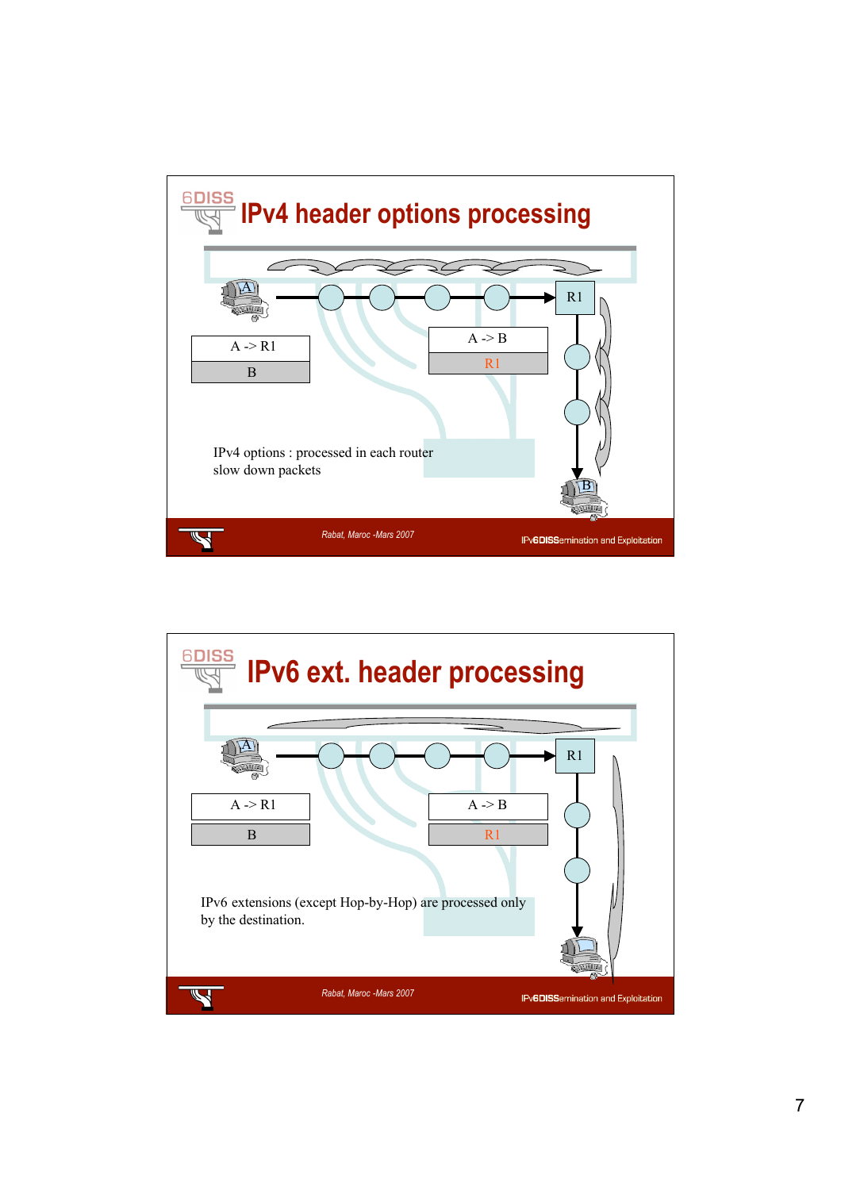# IPv4 header options processing

| A -> R1 |
| --- |
| B |

| A -> B |
| --- |
| R1 |

IPv4 options : processed in each router
slow down packets

Rabat, Maroc -Mars 2007

# IPv6 ext. header processing

| A -> R1 |
| --- |
| B |

| A -> B |
| --- |
| R1 |

IPv6 extensions (except Hop-by-Hop) are processed only by the destination.

Rabat, Maroc -Mars 2007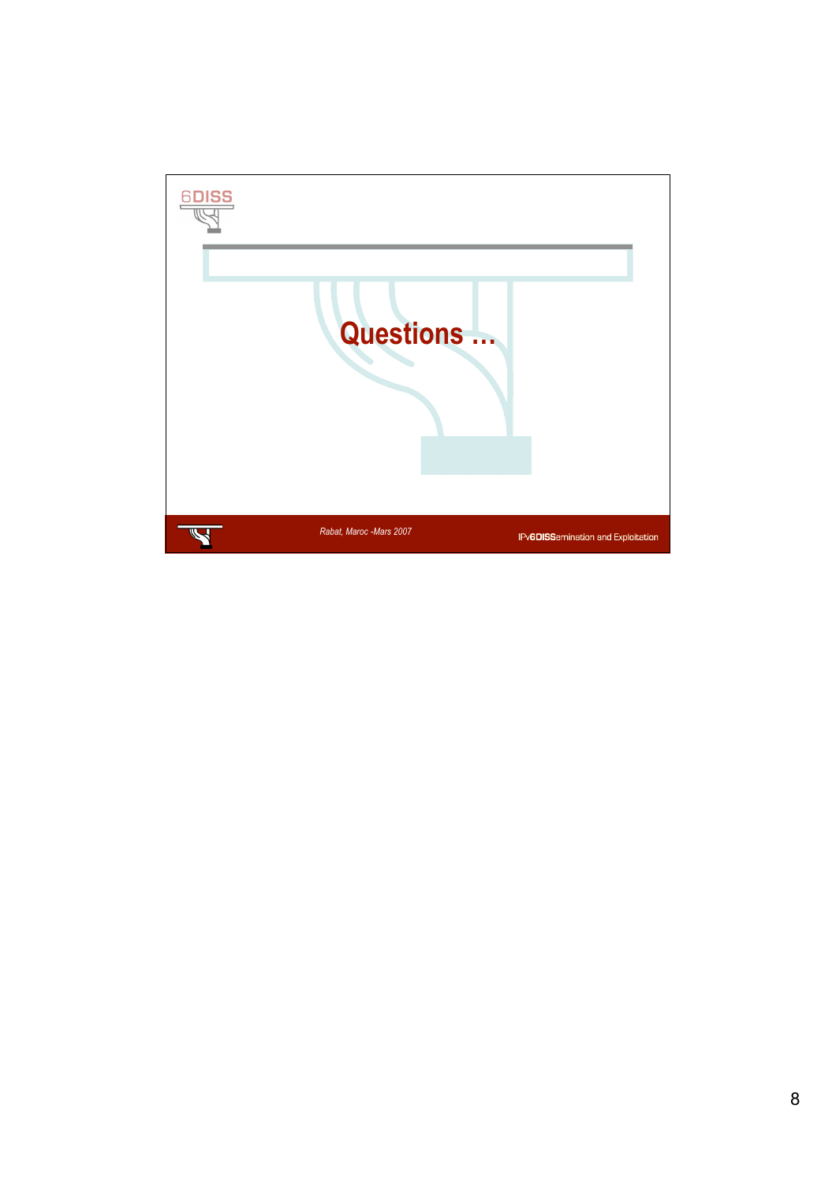# Questions …

*Rabat, Maroc -Mars 2007*

IPv6DISSemination and Exploitation